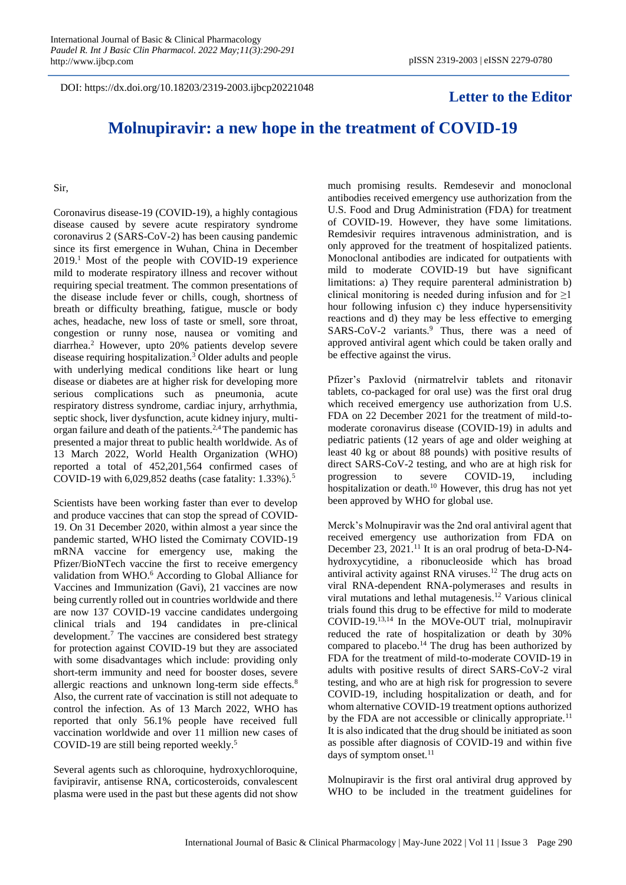DOI: https://dx.doi.org/10.18203/2319-2003.ijbcp20221048

**Letter to the Editor**

# Molnupiravir: a new hope in the treatment of COVID-19

Sir,

Coronavirus disease-19 (COVID-19), a highly contagious disease caused by severe acute respiratory syndrome coronavirus 2 (SARS-CoV-2) has been causing pandemic since its first emergence in Wuhan, China in December 2019.[1] Most of the people with COVID-19 experience mild to moderate respiratory illness and recover without requiring special treatment. The common presentations of the disease include fever or chills, cough, shortness of breath or difficulty breathing, fatigue, muscle or body aches, headache, new loss of taste or smell, sore throat, congestion or runny nose, nausea or vomiting and diarrhea.[2] However, upto 20% patients develop severe disease requiring hospitalization.[3] Older adults and people with underlying medical conditions like heart or lung disease or diabetes are at higher risk for developing more serious complications such as pneumonia, acute respiratory distress syndrome, cardiac injury, arrhythmia, septic shock, liver dysfunction, acute kidney injury, multi-organ failure and death of the patients.[2,4] The pandemic has presented a major threat to public health worldwide. As of 13 March 2022, World Health Organization (WHO) reported a total of 452,201,564 confirmed cases of COVID-19 with 6,029,852 deaths (case fatality: 1.33%).[5]

Scientists have been working faster than ever to develop and produce vaccines that can stop the spread of COVID-19. On 31 December 2020, within almost a year since the pandemic started, WHO listed the Comirnaty COVID-19 mRNA vaccine for emergency use, making the Pfizer/BioNTech vaccine the first to receive emergency validation from WHO.[6] According to Global Alliance for Vaccines and Immunization (Gavi), 21 vaccines are now being currently rolled out in countries worldwide and there are now 137 COVID-19 vaccine candidates undergoing clinical trials and 194 candidates in pre-clinical development.[7] The vaccines are considered best strategy for protection against COVID-19 but they are associated with some disadvantages which include: providing only short-term immunity and need for booster doses, severe allergic reactions and unknown long-term side effects.[8] Also, the current rate of vaccination is still not adequate to control the infection. As of 13 March 2022, WHO has reported that only 56.1% people have received full vaccination worldwide and over 11 million new cases of COVID-19 are still being reported weekly.[5]

Several agents such as chloroquine, hydroxychloroquine, favipiravir, antisense RNA, corticosteroids, convalescent plasma were used in the past but these agents did not show much promising results. Remdesevir and monoclonal antibodies received emergency use authorization from the U.S. Food and Drug Administration (FDA) for treatment of COVID-19. However, they have some limitations. Remdesivir requires intravenous administration, and is only approved for the treatment of hospitalized patients. Monoclonal antibodies are indicated for outpatients with mild to moderate COVID-19 but have significant limitations: a) They require parenteral administration b) clinical monitoring is needed during infusion and for ≥1 hour following infusion c) they induce hypersensitivity reactions and d) they may be less effective to emerging SARS-CoV-2 variants.[9] Thus, there was a need of approved antiviral agent which could be taken orally and be effective against the virus.

Pfizer's Paxlovid (nirmatrelvir tablets and ritonavir tablets, co-packaged for oral use) was the first oral drug which received emergency use authorization from U.S. FDA on 22 December 2021 for the treatment of mild-to-moderate coronavirus disease (COVID-19) in adults and pediatric patients (12 years of age and older weighing at least 40 kg or about 88 pounds) with positive results of direct SARS-CoV-2 testing, and who are at high risk for progression to severe COVID-19, including hospitalization or death.[10] However, this drug has not yet been approved by WHO for global use.

Merck's Molnupiravir was the 2nd oral antiviral agent that received emergency use authorization from FDA on December 23, 2021.[11] It is an oral prodrug of beta-D-N4-hydroxycytidine, a ribonucleoside which has broad antiviral activity against RNA viruses.[12] The drug acts on viral RNA-dependent RNA-polymerases and results in viral mutations and lethal mutagenesis.[12] Various clinical trials found this drug to be effective for mild to moderate COVID-19.[13,14] In the MOVe-OUT trial, molnupiravir reduced the rate of hospitalization or death by 30% compared to placebo.[14] The drug has been authorized by FDA for the treatment of mild-to-moderate COVID-19 in adults with positive results of direct SARS-CoV-2 viral testing, and who are at high risk for progression to severe COVID-19, including hospitalization or death, and for whom alternative COVID-19 treatment options authorized by the FDA are not accessible or clinically appropriate.[11] It is also indicated that the drug should be initiated as soon as possible after diagnosis of COVID-19 and within five days of symptom onset.[11]

Molnupiravir is the first oral antiviral drug approved by WHO to be included in the treatment guidelines for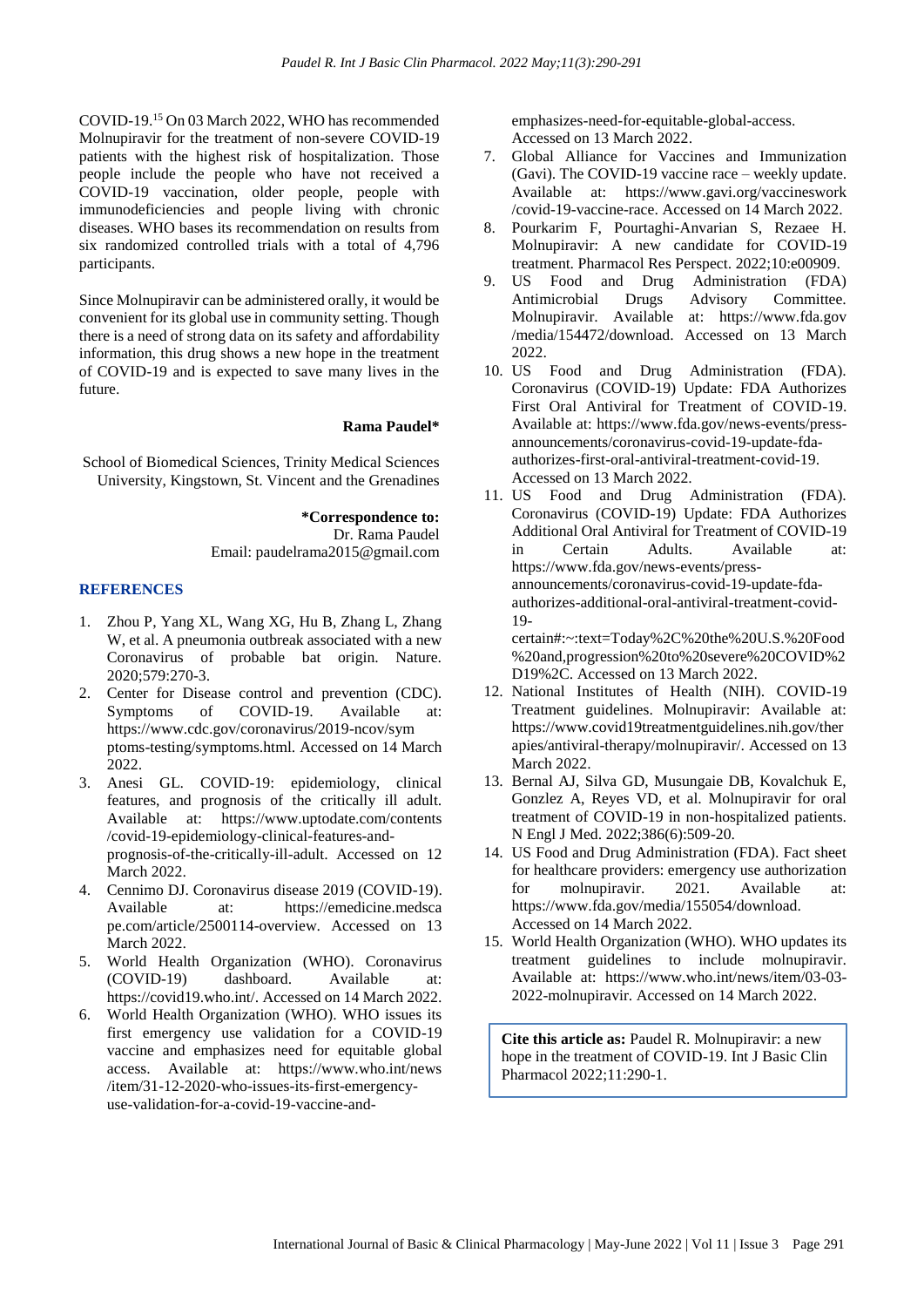COVID-19.[15] On 03 March 2022, WHO has recommended Molnupiravir for the treatment of non-severe COVID-19 patients with the highest risk of hospitalization. Those people include the people who have not received a COVID-19 vaccination, older people, people with immunodeficiencies and people living with chronic diseases. WHO bases its recommendation on results from six randomized controlled trials with a total of 4,796 participants.

Since Molnupiravir can be administered orally, it would be convenient for its global use in community setting. Though there is a need of strong data on its safety and affordability information, this drug shows a new hope in the treatment of COVID-19 and is expected to save many lives in the future.

**Rama Paudel***

School of Biomedical Sciences, Trinity Medical Sciences University, Kingstown, St. Vincent and the Grenadines

***Correspondence to:**
Dr. Rama Paudel
Email: paudelrama2015@gmail.com

## REFERENCES

1. Zhou P, Yang XL, Wang XG, Hu B, Zhang L, Zhang W, et al. A pneumonia outbreak associated with a new Coronavirus of probable bat origin. Nature. 2020;579:270-3.
2. Center for Disease control and prevention (CDC). Symptoms of COVID-19. Available at: https://www.cdc.gov/coronavirus/2019-ncov/symptoms-testing/symptoms.html. Accessed on 14 March 2022.
3. Anesi GL. COVID-19: epidemiology, clinical features, and prognosis of the critically ill adult. Available at: https://www.uptodate.com/contents/covid-19-epidemiology-clinical-features-and-prognosis-of-the-critically-ill-adult. Accessed on 12 March 2022.
4. Cennimo DJ. Coronavirus disease 2019 (COVID-19). Available at: https://emedicine.medscape.com/article/2500114-overview. Accessed on 13 March 2022.
5. World Health Organization (WHO). Coronavirus (COVID-19) dashboard. Available at: https://covid19.who.int/. Accessed on 14 March 2022.
6. World Health Organization (WHO). WHO issues its first emergency use validation for a COVID-19 vaccine and emphasizes need for equitable global access. Available at: https://www.who.int/news/item/31-12-2020-who-issues-its-first-emergency-use-validation-for-a-covid-19-vaccine-and-emphasizes-need-for-equitable-global-access. Accessed on 13 March 2022.
7. Global Alliance for Vaccines and Immunization (Gavi). The COVID-19 vaccine race – weekly update. Available at: https://www.gavi.org/vaccineswork/covid-19-vaccine-race. Accessed on 14 March 2022.
8. Pourkarim F, Pourtaghi-Anvarian S, Rezaee H. Molnupiravir: A new candidate for COVID-19 treatment. Pharmacol Res Perspect. 2022;10:e00909.
9. US Food and Drug Administration (FDA) Antimicrobial Drugs Advisory Committee. Molnupiravir. Available at: https://www.fda.gov/media/154472/download. Accessed on 13 March 2022.
10. US Food and Drug Administration (FDA). Coronavirus (COVID-19) Update: FDA Authorizes First Oral Antiviral for Treatment of COVID-19. Available at: https://www.fda.gov/news-events/press-announcements/coronavirus-covid-19-update-fda-authorizes-first-oral-antiviral-treatment-covid-19. Accessed on 13 March 2022.
11. US Food and Drug Administration (FDA). Coronavirus (COVID-19) Update: FDA Authorizes Additional Oral Antiviral for Treatment of COVID-19 in Certain Adults. Available at: https://www.fda.gov/news-events/press-announcements/coronavirus-covid-19-update-fda-authorizes-additional-oral-antiviral-treatment-covid-19-certain#:~:text=Today%2C%20the%20U.S.%20Food%20and,progression%20to%20severe%20COVID%2D19%2C. Accessed on 13 March 2022.
12. National Institutes of Health (NIH). COVID-19 Treatment guidelines. Molnupiravir: Available at: https://www.covid19treatmentguidelines.nih.gov/therapies/antiviral-therapy/molnupiravir/. Accessed on 13 March 2022.
13. Bernal AJ, Silva GD, Musungaie DB, Kovalchuk E, Gonzlez A, Reyes VD, et al. Molnupiravir for oral treatment of COVID-19 in non-hospitalized patients. N Engl J Med. 2022;386(6):509-20.
14. US Food and Drug Administration (FDA). Fact sheet for healthcare providers: emergency use authorization for molnupiravir. 2021. Available at: https://www.fda.gov/media/155054/download. Accessed on 14 March 2022.
15. World Health Organization (WHO). WHO updates its treatment guidelines to include molnupiravir. Available at: https://www.who.int/news/item/03-03-2022-molnupiravir. Accessed on 14 March 2022.

**Cite this article as:** Paudel R. Molnupiravir: a new hope in the treatment of COVID-19. Int J Basic Clin Pharmacol 2022;11:290-1.